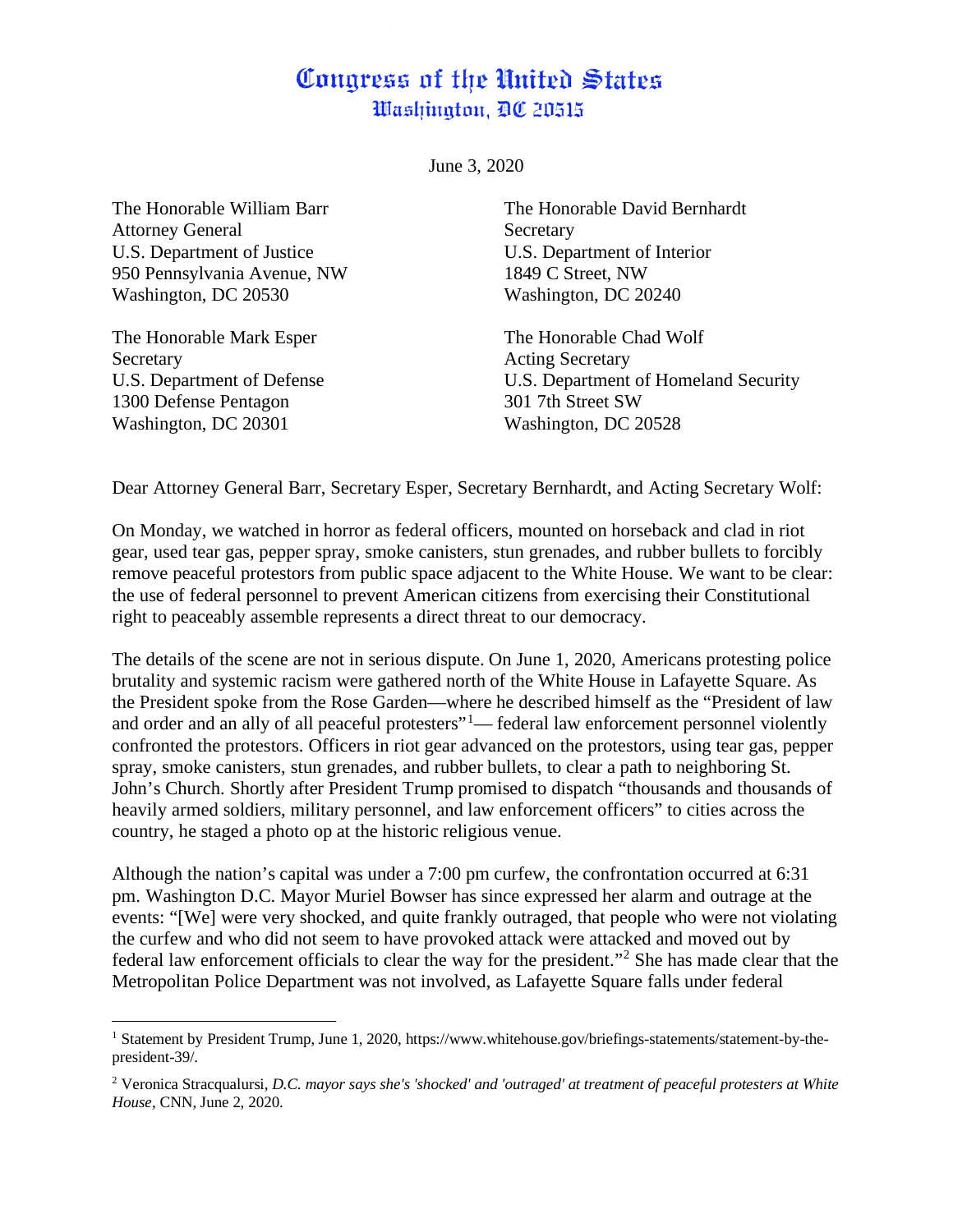# Congress of the United States
## Washington, DC 20515

June 3, 2020

The Honorable William Barr
Attorney General
U.S. Department of Justice
950 Pennsylvania Avenue, NW
Washington, DC 20530

The Honorable David Bernhardt
Secretary
U.S. Department of Interior
1849 C Street, NW
Washington, DC 20240

The Honorable Mark Esper
Secretary
U.S. Department of Defense
1300 Defense Pentagon
Washington, DC 20301

The Honorable Chad Wolf
Acting Secretary
U.S. Department of Homeland Security
301 7th Street SW
Washington, DC 20528

Dear Attorney General Barr, Secretary Esper, Secretary Bernhardt, and Acting Secretary Wolf:

On Monday, we watched in horror as federal officers, mounted on horseback and clad in riot gear, used tear gas, pepper spray, smoke canisters, stun grenades, and rubber bullets to forcibly remove peaceful protestors from public space adjacent to the White House. We want to be clear: the use of federal personnel to prevent American citizens from exercising their Constitutional right to peaceably assemble represents a direct threat to our democracy.

The details of the scene are not in serious dispute. On June 1, 2020, Americans protesting police brutality and systemic racism were gathered north of the White House in Lafayette Square. As the President spoke from the Rose Garden—where he described himself as the "President of law and order and an ally of all peaceful protesters"[1]— federal law enforcement personnel violently confronted the protestors. Officers in riot gear advanced on the protestors, using tear gas, pepper spray, smoke canisters, stun grenades, and rubber bullets, to clear a path to neighboring St. John's Church. Shortly after President Trump promised to dispatch "thousands and thousands of heavily armed soldiers, military personnel, and law enforcement officers" to cities across the country, he staged a photo op at the historic religious venue.

Although the nation's capital was under a 7:00 pm curfew, the confrontation occurred at 6:31 pm. Washington D.C. Mayor Muriel Bowser has since expressed her alarm and outrage at the events: "[We] were very shocked, and quite frankly outraged, that people who were not violating the curfew and who did not seem to have provoked attack were attacked and moved out by federal law enforcement officials to clear the way for the president."[2] She has made clear that the Metropolitan Police Department was not involved, as Lafayette Square falls under federal

---

[1] Statement by President Trump, June 1, 2020, https://www.whitehouse.gov/briefings-statements/statement-by-the-president-39/.

[2] Veronica Stracqualursi, *D.C. mayor says she's 'shocked' and 'outraged' at treatment of peaceful protesters at White House*, CNN, June 2, 2020.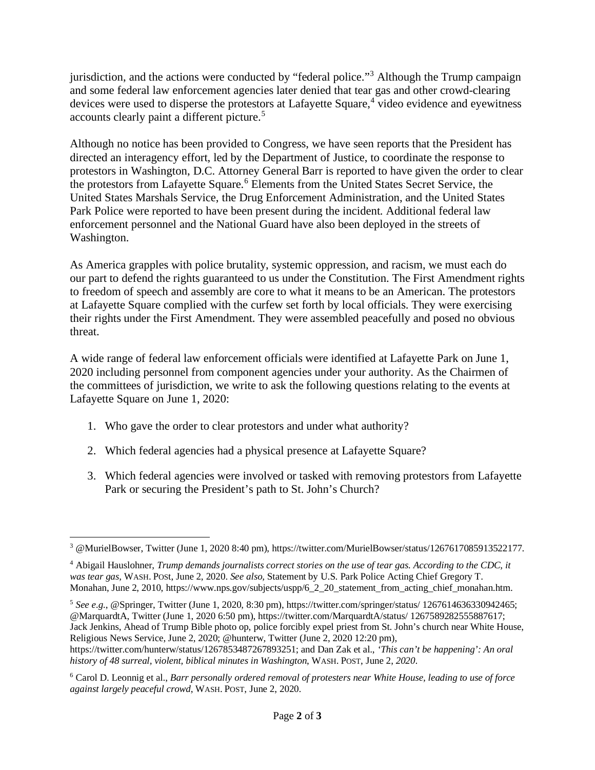jurisdiction, and the actions were conducted by "federal police."[3] Although the Trump campaign and some federal law enforcement agencies later denied that tear gas and other crowd-clearing devices were used to disperse the protestors at Lafayette Square,[4] video evidence and eyewitness accounts clearly paint a different picture.[5]

Although no notice has been provided to Congress, we have seen reports that the President has directed an interagency effort, led by the Department of Justice, to coordinate the response to protestors in Washington, D.C. Attorney General Barr is reported to have given the order to clear the protestors from Lafayette Square.[6] Elements from the United States Secret Service, the United States Marshals Service, the Drug Enforcement Administration, and the United States Park Police were reported to have been present during the incident. Additional federal law enforcement personnel and the National Guard have also been deployed in the streets of Washington.

As America grapples with police brutality, systemic oppression, and racism, we must each do our part to defend the rights guaranteed to us under the Constitution. The First Amendment rights to freedom of speech and assembly are core to what it means to be an American. The protestors at Lafayette Square complied with the curfew set forth by local officials. They were exercising their rights under the First Amendment. They were assembled peacefully and posed no obvious threat.

A wide range of federal law enforcement officials were identified at Lafayette Park on June 1, 2020 including personnel from component agencies under your authority. As the Chairmen of the committees of jurisdiction, we write to ask the following questions relating to the events at Lafayette Square on June 1, 2020:

1. Who gave the order to clear protestors and under what authority?

2. Which federal agencies had a physical presence at Lafayette Square?

3. Which federal agencies were involved or tasked with removing protestors from Lafayette Park or securing the President's path to St. John's Church?

---

[3] @MurielBowser, Twitter (June 1, 2020 8:40 pm), https://twitter.com/MurielBowser/status/1267617085913522177.

[4] Abigail Hauslohner, *Trump demands journalists correct stories on the use of tear gas. According to the CDC, it was tear gas,* WASH. POST, June 2, 2020. *See also,* Statement by U.S. Park Police Acting Chief Gregory T. Monahan, June 2, 2010, https://www.nps.gov/subjects/uspp/6_2_20_statement_from_acting_chief_monahan.htm.

[5] *See e.g.,* @Springer, Twitter (June 1, 2020, 8:30 pm), https://twitter.com/springer/status/ 1267614636330942465; @MarquardtA, Twitter (June 1, 2020 6:50 pm), https://twitter.com/MarquardtA/status/ 1267589282555887617; Jack Jenkins, Ahead of Trump Bible photo op, police forcibly expel priest from St. John's church near White House, Religious News Service, June 2, 2020; @hunterw, Twitter (June 2, 2020 12:20 pm), https://twitter.com/hunterw/status/1267853487267893251; and Dan Zak et al., *'This can't be happening': An oral history of 48 surreal, violent, biblical minutes in Washington*, WASH. POST, June 2, *2020*.

[6] Carol D. Leonnig et al., *Barr personally ordered removal of protesters near White House, leading to use of force against largely peaceful crowd*, WASH. POST, June 2, 2020.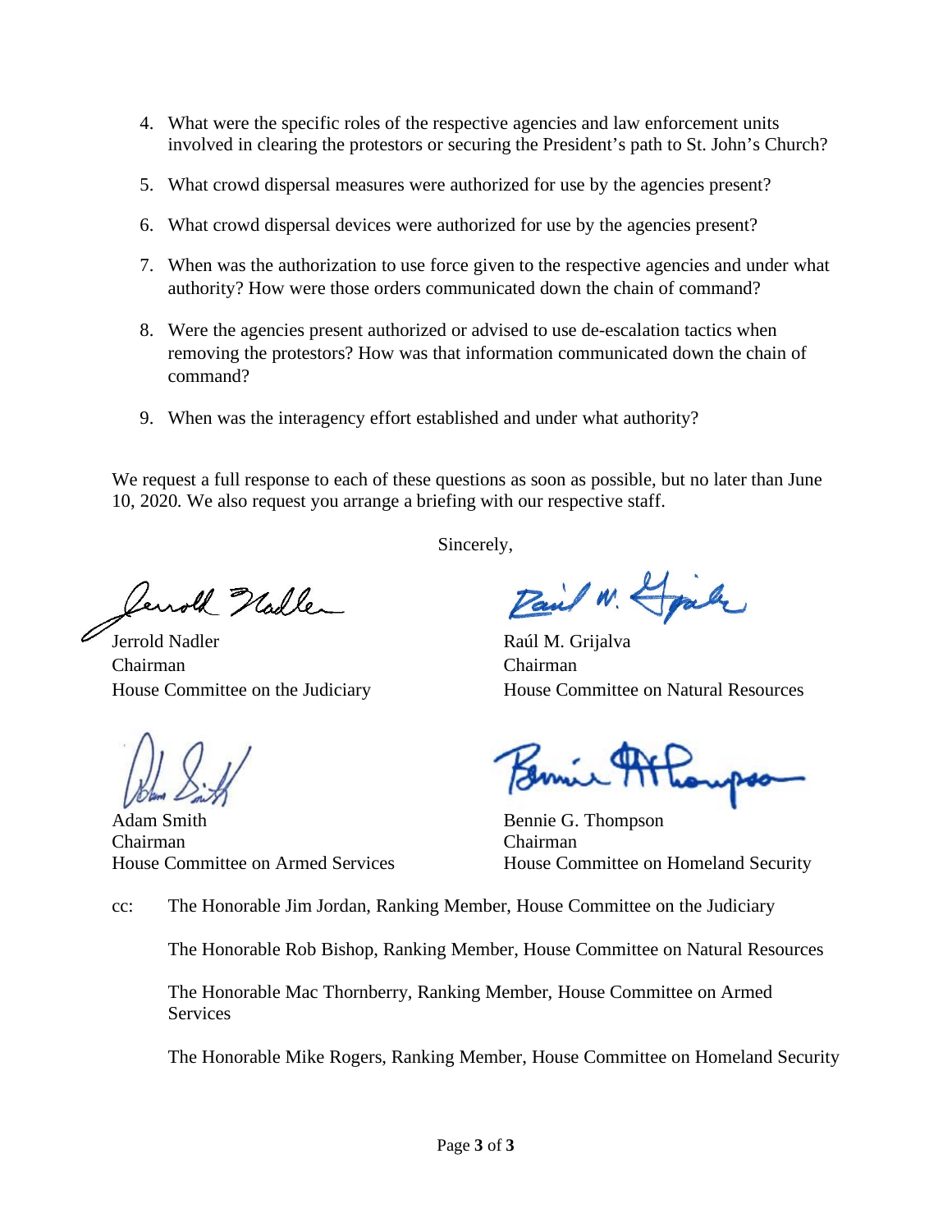4. What were the specific roles of the respective agencies and law enforcement units involved in clearing the protestors or securing the President's path to St. John's Church?

5. What crowd dispersal measures were authorized for use by the agencies present?

6. What crowd dispersal devices were authorized for use by the agencies present?

7. When was the authorization to use force given to the respective agencies and under what authority? How were those orders communicated down the chain of command?

8. Were the agencies present authorized or advised to use de-escalation tactics when removing the protestors? How was that information communicated down the chain of command?

9. When was the interagency effort established and under what authority?

We request a full response to each of these questions as soon as possible, but no later than June 10, 2020. We also request you arrange a briefing with our respective staff.

Sincerely,

Jerrold Nadler
Chairman
House Committee on the Judiciary

Raúl M. Grijalva
Chairman
House Committee on Natural Resources

Adam Smith
Chairman
House Committee on Armed Services

Bennie G. Thompson
Chairman
House Committee on Homeland Security

cc: The Honorable Jim Jordan, Ranking Member, House Committee on the Judiciary

The Honorable Rob Bishop, Ranking Member, House Committee on Natural Resources

The Honorable Mac Thornberry, Ranking Member, House Committee on Armed Services

The Honorable Mike Rogers, Ranking Member, House Committee on Homeland Security